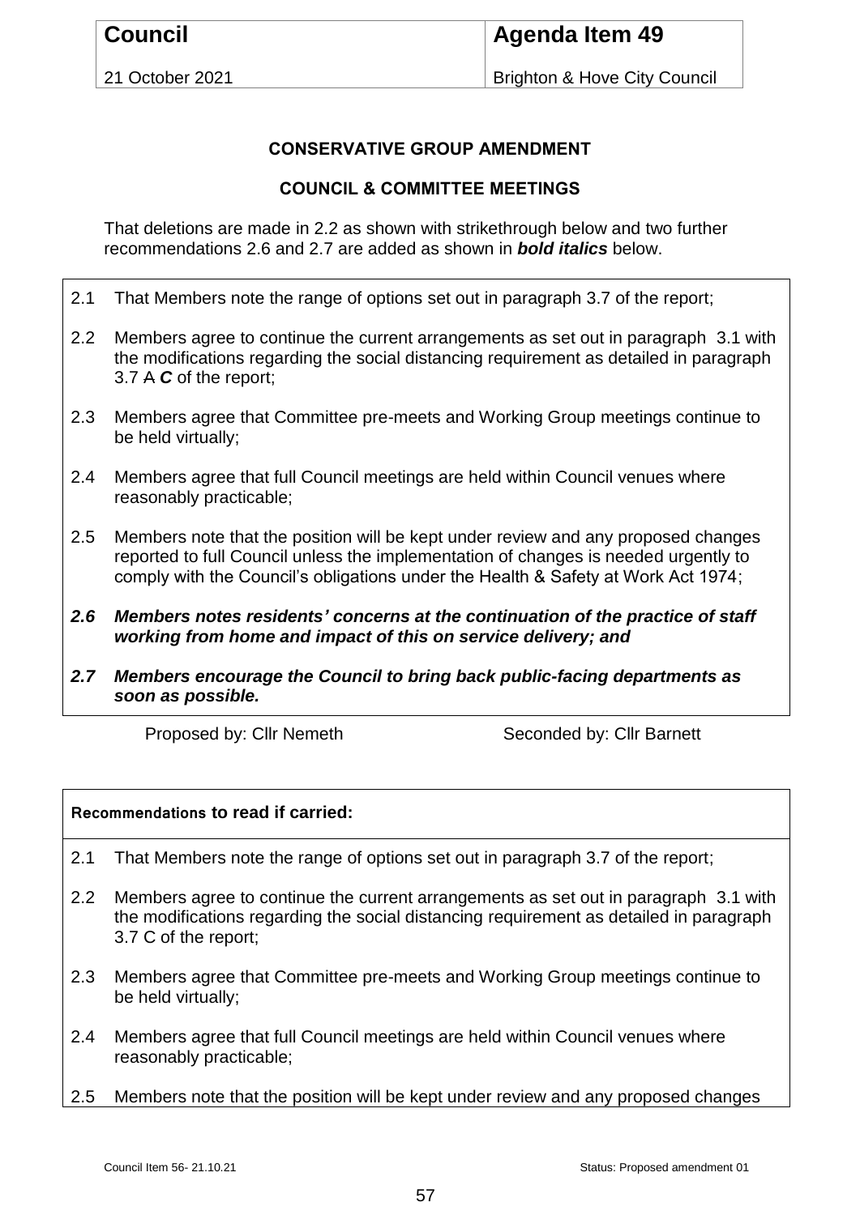| Council | Agenda Item 49 |
|---|---|
| 21 October 2021 | Brighton & Hove City Council |

**CONSERVATIVE GROUP AMENDMENT**

**COUNCIL & COMMITTEE MEETINGS**

That deletions are made in 2.2 as shown with strikethrough below and two further recommendations 2.6 and 2.7 are added as shown in ***bold italics*** below.

2.1 That Members note the range of options set out in paragraph 3.7 of the report;

2.2 Members agree to continue the current arrangements as set out in paragraph 3.1 with the modifications regarding the social distancing requirement as detailed in paragraph 3.7 ~~A~~ ***C*** of the report;

2.3 Members agree that Committee pre-meets and Working Group meetings continue to be held virtually;

2.4 Members agree that full Council meetings are held within Council venues where reasonably practicable;

2.5 Members note that the position will be kept under review and any proposed changes reported to full Council unless the implementation of changes is needed urgently to comply with the Council's obligations under the Health & Safety at Work Act 1974;

***2.6 Members notes residents' concerns at the continuation of the practice of staff working from home and impact of this on service delivery; and***

***2.7 Members encourage the Council to bring back public-facing departments as soon as possible.***

Proposed by: Cllr Nemeth Seconded by: Cllr Barnett

**Recommendations to read if carried:**

2.1 That Members note the range of options set out in paragraph 3.7 of the report;

2.2 Members agree to continue the current arrangements as set out in paragraph 3.1 with the modifications regarding the social distancing requirement as detailed in paragraph 3.7 C of the report;

2.3 Members agree that Committee pre-meets and Working Group meetings continue to be held virtually;

2.4 Members agree that full Council meetings are held within Council venues where reasonably practicable;

2.5 Members note that the position will be kept under review and any proposed changes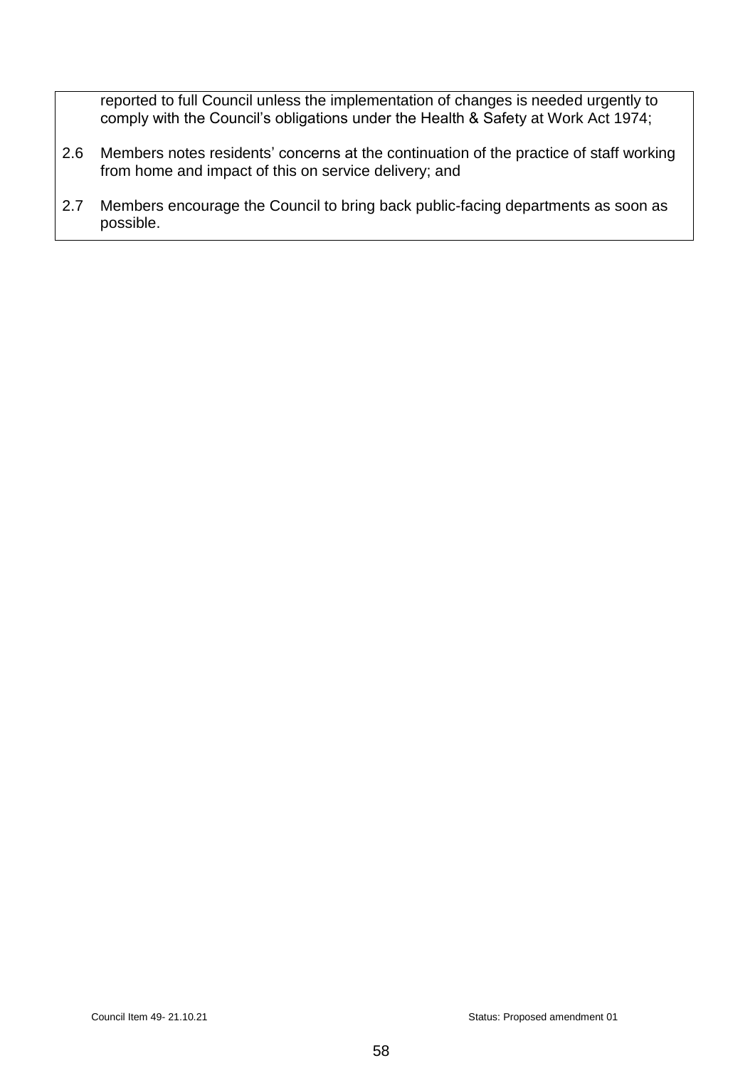reported to full Council unless the implementation of changes is needed urgently to comply with the Council's obligations under the Health & Safety at Work Act 1974;

2.6 Members notes residents' concerns at the continuation of the practice of staff working from home and impact of this on service delivery; and

2.7 Members encourage the Council to bring back public-facing departments as soon as possible.